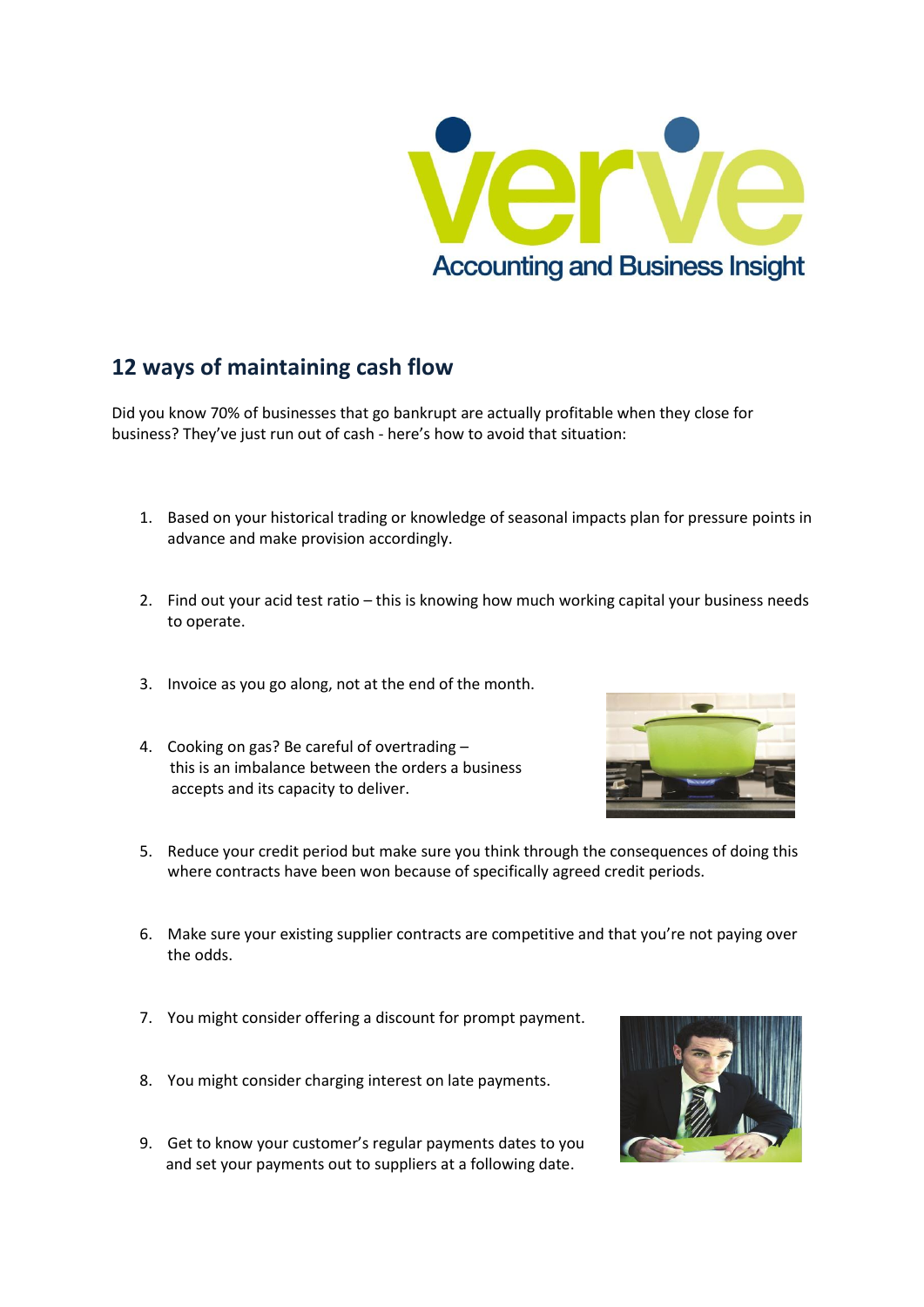verve

Accounting and Business Insight

## 12 ways of maintaining cash flow

Did you know 70% of businesses that go bankrupt are actually profitable when they close for business? They've just run out of cash - here's how to avoid that situation:

1. Based on your historical trading or knowledge of seasonal impacts plan for pressure points in advance and make provision accordingly.

2. Find out your acid test ratio – this is knowing how much working capital your business needs to operate.

3. Invoice as you go along, not at the end of the month.

4. Cooking on gas? Be careful of overtrading – this is an imbalance between the orders a business accepts and its capacity to deliver.

5. Reduce your credit period but make sure you think through the consequences of doing this where contracts have been won because of specifically agreed credit periods.

6. Make sure your existing supplier contracts are competitive and that you're not paying over the odds.

7. You might consider offering a discount for prompt payment.

8. You might consider charging interest on late payments.

9. Get to know your customer's regular payments dates to you and set your payments out to suppliers at a following date.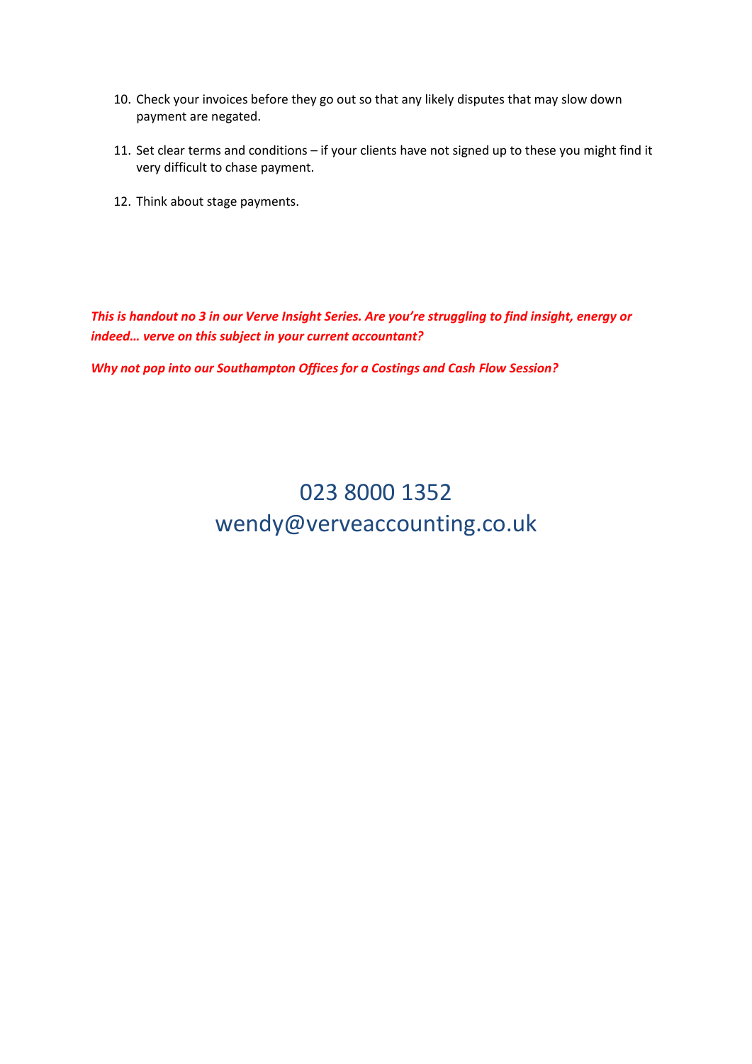10. Check your invoices before they go out so that any likely disputes that may slow down payment are negated.

11. Set clear terms and conditions – if your clients have not signed up to these you might find it very difficult to chase payment.

12. Think about stage payments.

***This is handout no 3 in our Verve Insight Series. Are you're struggling to find insight, energy or indeed… verve on this subject in your current accountant?***

***Why not pop into our Southampton Offices for a Costings and Cash Flow Session?***

023 8000 1352
wendy@verveaccounting.co.uk